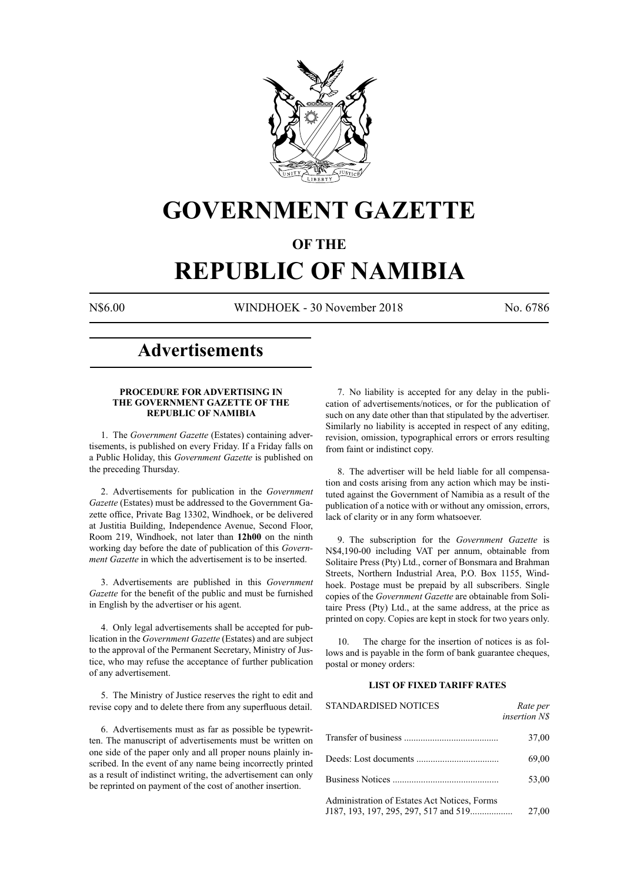# GOVERNMENT GAZETTE

## OF THE

# REPUBLIC OF NAMIBIA

N$6.00 WINDHOEK - 30 November 2018 No. 6786

## Advertisements

### PROCEDURE FOR ADVERTISING IN THE GOVERNMENT GAZETTE OF THE REPUBLIC OF NAMIBIA

1. The *Government Gazette* (Estates) containing advertisements, is published on every Friday. If a Friday falls on a Public Holiday, this *Government Gazette* is published on the preceding Thursday.

2. Advertisements for publication in the *Government Gazette* (Estates) must be addressed to the Government Gazette office, Private Bag 13302, Windhoek, or be delivered at Justitia Building, Independence Avenue, Second Floor, Room 219, Windhoek, not later than **12h00** on the ninth working day before the date of publication of this *Government Gazette* in which the advertisement is to be inserted.

3. Advertisements are published in this *Government Gazette* for the benefit of the public and must be furnished in English by the advertiser or his agent.

4. Only legal advertisements shall be accepted for publication in the *Government Gazette* (Estates) and are subject to the approval of the Permanent Secretary, Ministry of Justice, who may refuse the acceptance of further publication of any advertisement.

5. The Ministry of Justice reserves the right to edit and revise copy and to delete there from any superfluous detail.

6. Advertisements must as far as possible be typewritten. The manuscript of advertisements must be written on one side of the paper only and all proper nouns plainly inscribed. In the event of any name being incorrectly printed as a result of indistinct writing, the advertisement can only be reprinted on payment of the cost of another insertion.

7. No liability is accepted for any delay in the publication of advertisements/notices, or for the publication of such on any date other than that stipulated by the advertiser. Similarly no liability is accepted in respect of any editing, revision, omission, typographical errors or errors resulting from faint or indistinct copy.

8. The advertiser will be held liable for all compensation and costs arising from any action which may be instituted against the Government of Namibia as a result of the publication of a notice with or without any omission, errors, lack of clarity or in any form whatsoever.

9. The subscription for the *Government Gazette* is N$4,190-00 including VAT per annum, obtainable from Solitaire Press (Pty) Ltd., corner of Bonsmara and Brahman Streets, Northern Industrial Area, P.O. Box 1155, Windhoek. Postage must be prepaid by all subscribers. Single copies of the *Government Gazette* are obtainable from Solitaire Press (Pty) Ltd., at the same address, at the price as printed on copy. Copies are kept in stock for two years only.

10. The charge for the insertion of notices is as follows and is payable in the form of bank guarantee cheques, postal or money orders:

### LIST OF FIXED TARIFF RATES

| STANDARDISED NOTICES | *Rate per insertion N$* |
|---|---|
| Transfer of business | 37,00 |
| Deeds: Lost documents | 69,00 |
| Business Notices | 53,00 |
| Administration of Estates Act Notices, Forms J187, 193, 197, 295, 297, 517 and 519 | 27,00 |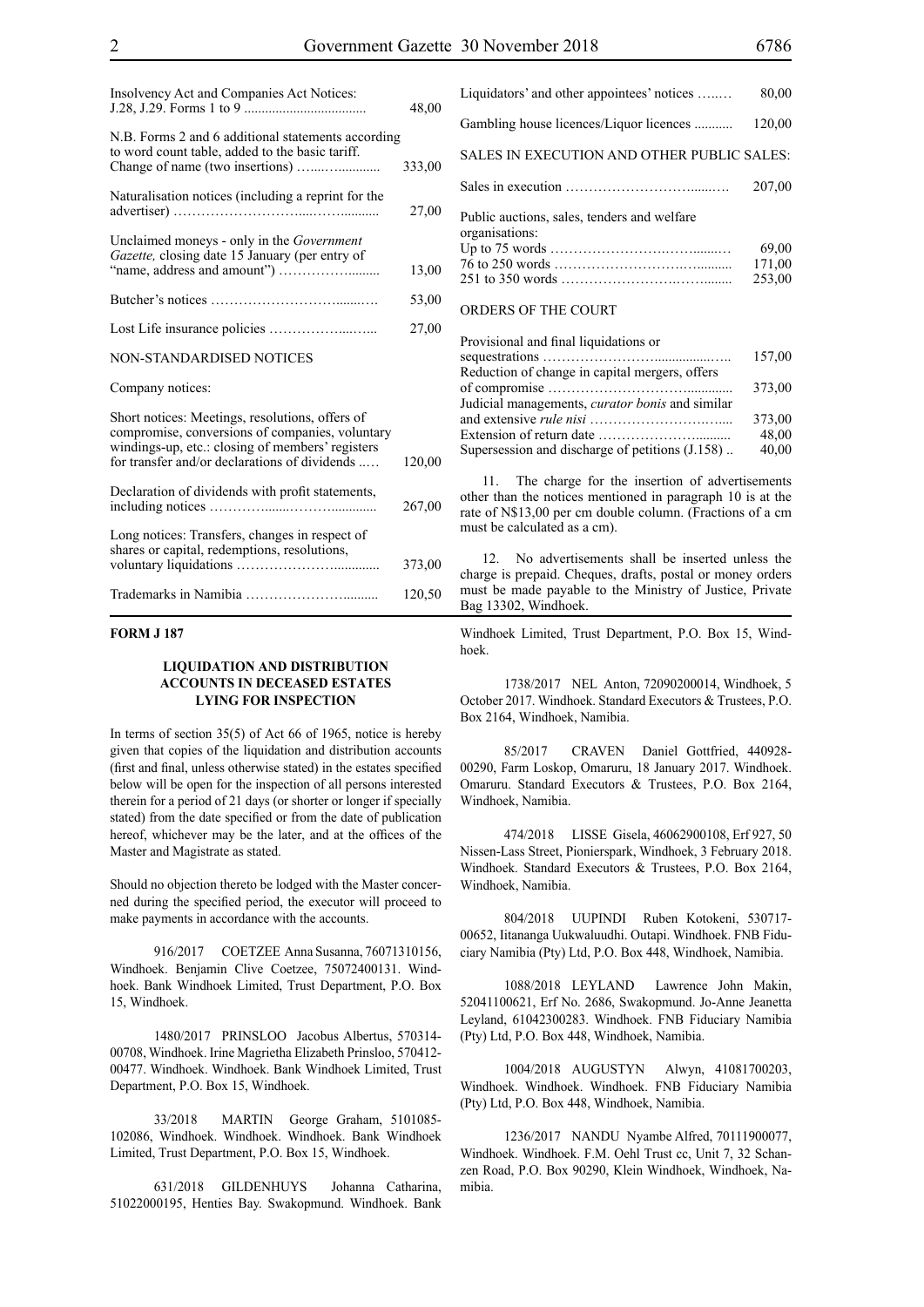| | |
|---|---|
| Insolvency Act and Companies Act Notices: J.28, J.29. Forms 1 to 9 | 48,00 |
| N.B. Forms 2 and 6 additional statements according to word count table, added to the basic tariff. | |
| Change of name (two insertions) | 333,00 |
| Naturalisation notices (including a reprint for the advertiser) | 27,00 |
| Unclaimed moneys - only in the *Government Gazette,* closing date 15 January (per entry of "name, address and amount") | 13,00 |
| Butcher's notices | 53,00 |
| Lost Life insurance policies | 27,00 |

NON-STANDARDISED NOTICES

Company notices:

| | |
|---|---|
| Short notices: Meetings, resolutions, offers of compromise, conversions of companies, voluntary windings-up, etc.: closing of members' registers for transfer and/or declarations of dividends | 120,00 |
| Declaration of dividends with profit statements, including notices | 267,00 |
| Long notices: Transfers, changes in respect of shares or capital, redemptions, resolutions, voluntary liquidations | 373,00 |
| Trademarks in Namibia | 120,50 |
| Liquidators' and other appointees' notices | 80,00 |
| Gambling house licences/Liquor licences | 120,00 |

SALES IN EXECUTION AND OTHER PUBLIC SALES:

| | |
|---|---|
| Sales in execution | 207,00 |
| Public auctions, sales, tenders and welfare organisations: | |
| Up to 75 words | 69,00 |
| 76 to 250 words | 171,00 |
| 251 to 350 words | 253,00 |

ORDERS OF THE COURT

| | |
|---|---|
| Provisional and final liquidations or sequestrations | 157,00 |
| Reduction of change in capital mergers, offers of compromise | 373,00 |
| Judicial managements, *curator bonis* and similar and extensive *rule nisi* | 373,00 |
| Extension of return date | 48,00 |
| Supersession and discharge of petitions (J.158) | 40,00 |

11. The charge for the insertion of advertisements other than the notices mentioned in paragraph 10 is at the rate of N$13,00 per cm double column. (Fractions of a cm must be calculated as a cm).

12. No advertisements shall be inserted unless the charge is prepaid. Cheques, drafts, postal or money orders must be made payable to the Ministry of Justice, Private Bag 13302, Windhoek.

**FORM J 187**

### LIQUIDATION AND DISTRIBUTION ACCOUNTS IN DECEASED ESTATES LYING FOR INSPECTION

In terms of section 35(5) of Act 66 of 1965, notice is hereby given that copies of the liquidation and distribution accounts (first and final, unless otherwise stated) in the estates specified below will be open for the inspection of all persons interested therein for a period of 21 days (or shorter or longer if specially stated) from the date specified or from the date of publication hereof, whichever may be the later, and at the offices of the Master and Magistrate as stated.

Should no objection thereto be lodged with the Master concerned during the specified period, the executor will proceed to make payments in accordance with the accounts.

916/2017 COETZEE Anna Susanna, 76071310156, Windhoek. Benjamin Clive Coetzee, 75072400131. Windhoek. Bank Windhoek Limited, Trust Department, P.O. Box 15, Windhoek.

1480/2017 PRINSLOO Jacobus Albertus, 570314-00708, Windhoek. Irine Magrietha Elizabeth Prinsloo, 570412-00477. Windhoek. Windhoek. Bank Windhoek Limited, Trust Department, P.O. Box 15, Windhoek.

33/2018 MARTIN George Graham, 5101085-102086, Windhoek. Windhoek. Windhoek. Bank Windhoek Limited, Trust Department, P.O. Box 15, Windhoek.

631/2018 GILDENHUYS Johanna Catharina, 51022000195, Henties Bay. Swakopmund. Windhoek. Bank Windhoek Limited, Trust Department, P.O. Box 15, Windhoek.

1738/2017 NEL Anton, 72090200014, Windhoek, 5 October 2017. Windhoek. Standard Executors & Trustees, P.O. Box 2164, Windhoek, Namibia.

85/2017 CRAVEN Daniel Gottfried, 440928-00290, Farm Loskop, Omaruru, 18 January 2017. Windhoek. Omaruru. Standard Executors & Trustees, P.O. Box 2164, Windhoek, Namibia.

474/2018 LISSE Gisela, 46062900108, Erf 927, 50 Nissen-Lass Street, Pionierspark, Windhoek, 3 February 2018. Windhoek. Standard Executors & Trustees, P.O. Box 2164, Windhoek, Namibia.

804/2018 UUPINDI Ruben Kotokeni, 530717-00652, Iitananga Uukwaluudhi. Outapi. Windhoek. FNB Fiduciary Namibia (Pty) Ltd, P.O. Box 448, Windhoek, Namibia.

1088/2018 LEYLAND Lawrence John Makin, 52041100621, Erf No. 2686, Swakopmund. Jo-Anne Jeanetta Leyland, 61042300283. Windhoek. FNB Fiduciary Namibia (Pty) Ltd, P.O. Box 448, Windhoek, Namibia.

1004/2018 AUGUSTYN Alwyn, 41081700203, Windhoek. Windhoek. Windhoek. FNB Fiduciary Namibia (Pty) Ltd, P.O. Box 448, Windhoek, Namibia.

1236/2017 NANDU Nyambe Alfred, 70111900077, Windhoek. Windhoek. F.M. Oehl Trust cc, Unit 7, 32 Schanzen Road, P.O. Box 90290, Klein Windhoek, Windhoek, Namibia.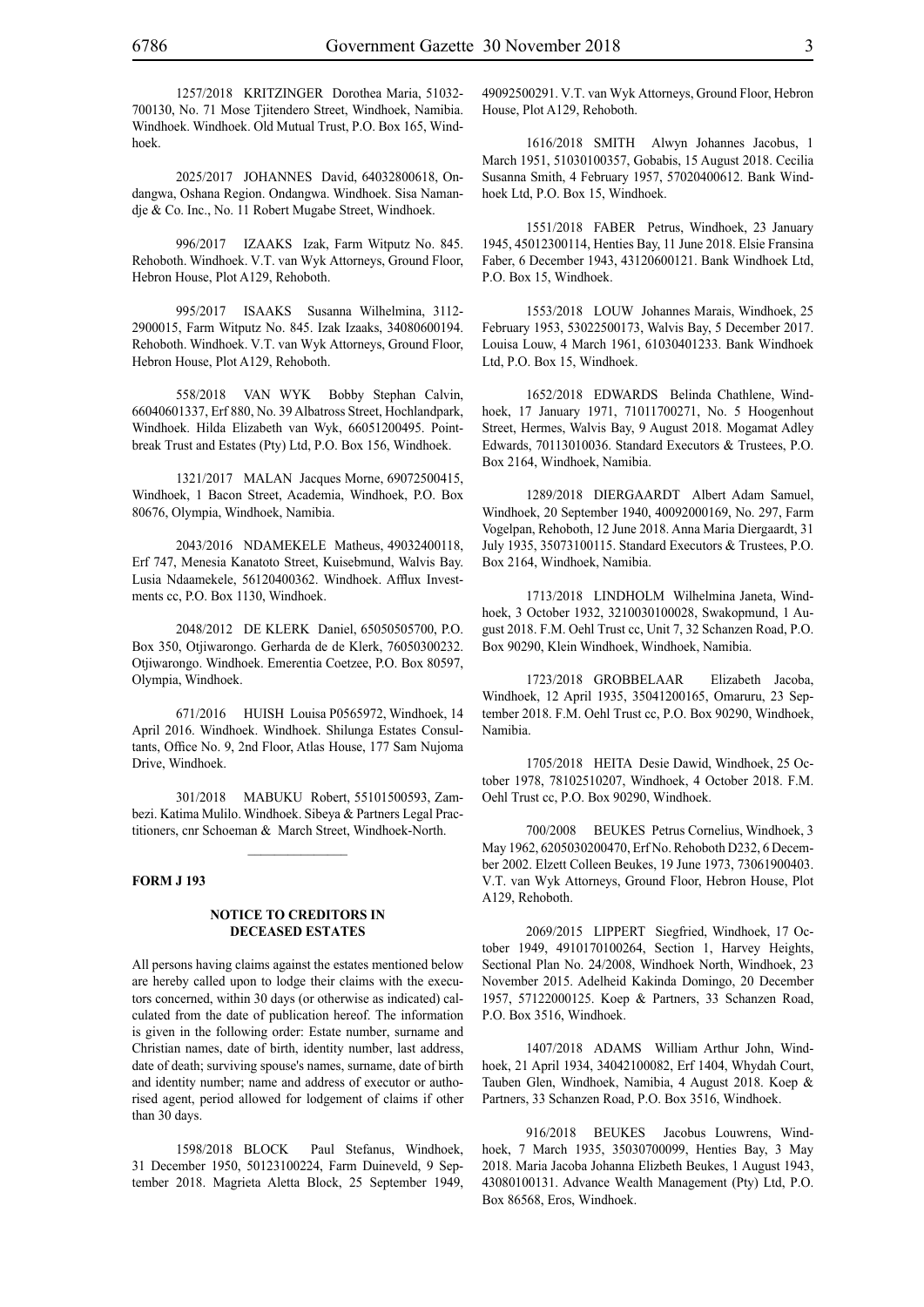1257/2018 KRITZINGER Dorothea Maria, 51032-700130, No. 71 Mose Tjitendero Street, Windhoek, Namibia. Windhoek. Windhoek. Old Mutual Trust, P.O. Box 165, Windhoek.

2025/2017 JOHANNES David, 64032800618, Ondangwa, Oshana Region. Ondangwa. Windhoek. Sisa Namandje & Co. Inc., No. 11 Robert Mugabe Street, Windhoek.

996/2017 IZAAKS Izak, Farm Witputz No. 845. Rehoboth. Windhoek. V.T. van Wyk Attorneys, Ground Floor, Hebron House, Plot A129, Rehoboth.

995/2017 ISAAKS Susanna Wilhelmina, 3112-2900015, Farm Witputz No. 845. Izak Izaaks, 34080600194. Rehoboth. Windhoek. V.T. van Wyk Attorneys, Ground Floor, Hebron House, Plot A129, Rehoboth.

558/2018 VAN WYK Bobby Stephan Calvin, 66040601337, Erf 880, No. 39 Albatross Street, Hochlandpark, Windhoek. Hilda Elizabeth van Wyk, 66051200495. Pointbreak Trust and Estates (Pty) Ltd, P.O. Box 156, Windhoek.

1321/2017 MALAN Jacques Morne, 69072500415, Windhoek, 1 Bacon Street, Academia, Windhoek, P.O. Box 80676, Olympia, Windhoek, Namibia.

2043/2016 NDAMEKELE Matheus, 49032400118, Erf 747, Menesia Kanatoto Street, Kuisebmund, Walvis Bay. Lusia Ndaamekele, 56120400362. Windhoek. Afflux Investments cc, P.O. Box 1130, Windhoek.

2048/2012 DE KLERK Daniel, 65050505700, P.O. Box 350, Otjiwarongo. Gerharda de de Klerk, 76050300232. Otjiwarongo. Windhoek. Emerentia Coetzee, P.O. Box 80597, Olympia, Windhoek.

671/2016 HUISH Louisa P0565972, Windhoek, 14 April 2016. Windhoek. Windhoek. Shilunga Estates Consultants, Office No. 9, 2nd Floor, Atlas House, 177 Sam Nujoma Drive, Windhoek.

301/2018 MABUKU Robert, 55101500593, Zambezi. Katima Mulilo. Windhoek. Sibeya & Partners Legal Practitioners, cnr Schoeman & March Street, Windhoek-North.

---

**FORM J 193**

### NOTICE TO CREDITORS IN DECEASED ESTATES

All persons having claims against the estates mentioned below are hereby called upon to lodge their claims with the executors concerned, within 30 days (or otherwise as indicated) calculated from the date of publication hereof. The information is given in the following order: Estate number, surname and Christian names, date of birth, identity number, last address, date of death; surviving spouse's names, surname, date of birth and identity number; name and address of executor or authorised agent, period allowed for lodgement of claims if other than 30 days.

1598/2018 BLOCK Paul Stefanus, Windhoek, 31 December 1950, 50123100224, Farm Duineveld, 9 September 2018. Magrieta Aletta Block, 25 September 1949, 49092500291. V.T. van Wyk Attorneys, Ground Floor, Hebron House, Plot A129, Rehoboth.

1616/2018 SMITH Alwyn Johannes Jacobus, 1 March 1951, 51030100357, Gobabis, 15 August 2018. Cecilia Susanna Smith, 4 February 1957, 57020400612. Bank Windhoek Ltd, P.O. Box 15, Windhoek.

1551/2018 FABER Petrus, Windhoek, 23 January 1945, 45012300114, Henties Bay, 11 June 2018. Elsie Fransina Faber, 6 December 1943, 43120600121. Bank Windhoek Ltd, P.O. Box 15, Windhoek.

1553/2018 LOUW Johannes Marais, Windhoek, 25 February 1953, 53022500173, Walvis Bay, 5 December 2017. Louisa Louw, 4 March 1961, 61030401233. Bank Windhoek Ltd, P.O. Box 15, Windhoek.

1652/2018 EDWARDS Belinda Chathlene, Windhoek, 17 January 1971, 71011700271, No. 5 Hoogenhout Street, Hermes, Walvis Bay, 9 August 2018. Mogamat Adley Edwards, 70113010036. Standard Executors & Trustees, P.O. Box 2164, Windhoek, Namibia.

1289/2018 DIERGAARDT Albert Adam Samuel, Windhoek, 20 September 1940, 40092000169, No. 297, Farm Vogelpan, Rehoboth, 12 June 2018. Anna Maria Diergaardt, 31 July 1935, 35073100115. Standard Executors & Trustees, P.O. Box 2164, Windhoek, Namibia.

1713/2018 LINDHOLM Wilhelmina Janeta, Windhoek, 3 October 1932, 3210030100028, Swakopmund, 1 August 2018. F.M. Oehl Trust cc, Unit 7, 32 Schanzen Road, P.O. Box 90290, Klein Windhoek, Windhoek, Namibia.

1723/2018 GROBBELAAR Elizabeth Jacoba, Windhoek, 12 April 1935, 35041200165, Omaruru, 23 September 2018. F.M. Oehl Trust cc, P.O. Box 90290, Windhoek, Namibia.

1705/2018 HEITA Desie Dawid, Windhoek, 25 October 1978, 78102510207, Windhoek, 4 October 2018. F.M. Oehl Trust cc, P.O. Box 90290, Windhoek.

700/2008 BEUKES Petrus Cornelius, Windhoek, 3 May 1962, 6205030200470, Erf No. Rehoboth D232, 6 December 2002. Elzett Colleen Beukes, 19 June 1973, 73061900403. V.T. van Wyk Attorneys, Ground Floor, Hebron House, Plot A129, Rehoboth.

2069/2015 LIPPERT Siegfried, Windhoek, 17 October 1949, 4910170100264, Section 1, Harvey Heights, Sectional Plan No. 24/2008, Windhoek North, Windhoek, 23 November 2015. Adelheid Kakinda Domingo, 20 December 1957, 57122000125. Koep & Partners, 33 Schanzen Road, P.O. Box 3516, Windhoek.

1407/2018 ADAMS William Arthur John, Windhoek, 21 April 1934, 34042100082, Erf 1404, Whydah Court, Tauben Glen, Windhoek, Namibia, 4 August 2018. Koep & Partners, 33 Schanzen Road, P.O. Box 3516, Windhoek.

916/2018 BEUKES Jacobus Louwrens, Windhoek, 7 March 1935, 35030700099, Henties Bay, 3 May 2018. Maria Jacoba Johanna Elizbeth Beukes, 1 August 1943, 43080100131. Advance Wealth Management (Pty) Ltd, P.O. Box 86568, Eros, Windhoek.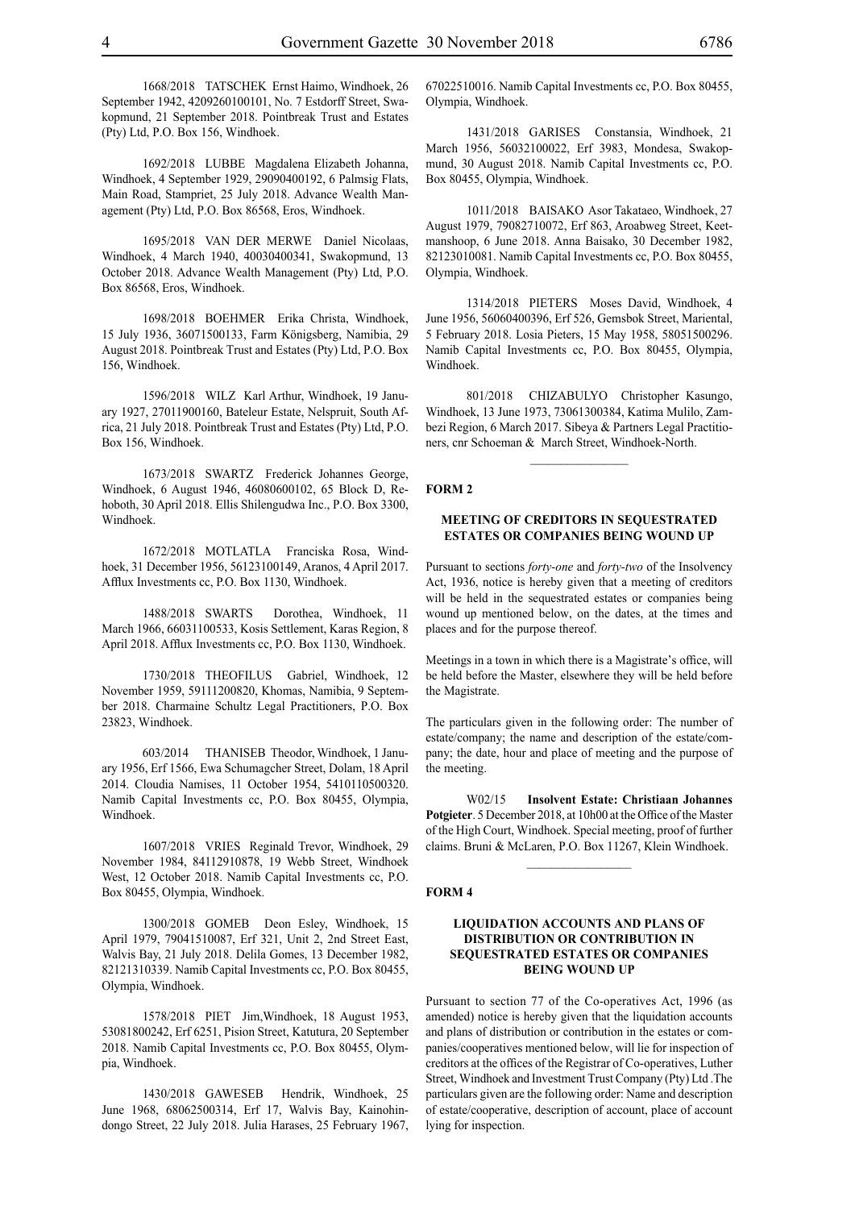1668/2018 TATSCHEK Ernst Haimo, Windhoek, 26 September 1942, 4209260100101, No. 7 Estdorff Street, Swakopmund, 21 September 2018. Pointbreak Trust and Estates (Pty) Ltd, P.O. Box 156, Windhoek.

1692/2018 LUBBE Magdalena Elizabeth Johanna, Windhoek, 4 September 1929, 29090400192, 6 Palmsig Flats, Main Road, Stampriet, 25 July 2018. Advance Wealth Management (Pty) Ltd, P.O. Box 86568, Eros, Windhoek.

1695/2018 VAN DER MERWE Daniel Nicolaas, Windhoek, 4 March 1940, 40030400341, Swakopmund, 13 October 2018. Advance Wealth Management (Pty) Ltd, P.O. Box 86568, Eros, Windhoek.

1698/2018 BOEHMER Erika Christa, Windhoek, 15 July 1936, 36071500133, Farm Königsberg, Namibia, 29 August 2018. Pointbreak Trust and Estates (Pty) Ltd, P.O. Box 156, Windhoek.

1596/2018 WILZ Karl Arthur, Windhoek, 19 January 1927, 27011900160, Bateleur Estate, Nelspruit, South Africa, 21 July 2018. Pointbreak Trust and Estates (Pty) Ltd, P.O. Box 156, Windhoek.

1673/2018 SWARTZ Frederick Johannes George, Windhoek, 6 August 1946, 46080600102, 65 Block D, Rehoboth, 30 April 2018. Ellis Shilengudwa Inc., P.O. Box 3300, Windhoek.

1672/2018 MOTLATLA Franciska Rosa, Windhoek, 31 December 1956, 56123100149, Aranos, 4 April 2017. Afflux Investments cc, P.O. Box 1130, Windhoek.

1488/2018 SWARTS Dorothea, Windhoek, 11 March 1966, 66031100533, Kosis Settlement, Karas Region, 8 April 2018. Afflux Investments cc, P.O. Box 1130, Windhoek.

1730/2018 THEOFILUS Gabriel, Windhoek, 12 November 1959, 59111200820, Khomas, Namibia, 9 September 2018. Charmaine Schultz Legal Practitioners, P.O. Box 23823, Windhoek.

603/2014 THANISEB Theodor, Windhoek, 1 January 1956, Erf 1566, Ewa Schumagcher Street, Dolam, 18 April 2014. Cloudia Namises, 11 October 1954, 5410110500320. Namib Capital Investments cc, P.O. Box 80455, Olympia, Windhoek.

1607/2018 VRIES Reginald Trevor, Windhoek, 29 November 1984, 84112910878, 19 Webb Street, Windhoek West, 12 October 2018. Namib Capital Investments cc, P.O. Box 80455, Olympia, Windhoek.

1300/2018 GOMEB Deon Esley, Windhoek, 15 April 1979, 79041510087, Erf 321, Unit 2, 2nd Street East, Walvis Bay, 21 July 2018. Delila Gomes, 13 December 1982, 82121310339. Namib Capital Investments cc, P.O. Box 80455, Olympia, Windhoek.

1578/2018 PIET Jim,Windhoek, 18 August 1953, 53081800242, Erf 6251, Pision Street, Katutura, 20 September 2018. Namib Capital Investments cc, P.O. Box 80455, Olympia, Windhoek.

1430/2018 GAWESEB Hendrik, Windhoek, 25 June 1968, 68062500314, Erf 17, Walvis Bay, Kainohindongo Street, 22 July 2018. Julia Harases, 25 February 1967, 67022510016. Namib Capital Investments cc, P.O. Box 80455, Olympia, Windhoek.

1431/2018 GARISES Constansia, Windhoek, 21 March 1956, 56032100022, Erf 3983, Mondesa, Swakopmund, 30 August 2018. Namib Capital Investments cc, P.O. Box 80455, Olympia, Windhoek.

1011/2018 BAISAKO Asor Takataeo, Windhoek, 27 August 1979, 79082710072, Erf 863, Aroabweg Street, Keetmanshoop, 6 June 2018. Anna Baisako, 30 December 1982, 82123010081. Namib Capital Investments cc, P.O. Box 80455, Olympia, Windhoek.

1314/2018 PIETERS Moses David, Windhoek, 4 June 1956, 56060400396, Erf 526, Gemsbok Street, Mariental, 5 February 2018. Losia Pieters, 15 May 1958, 58051500296. Namib Capital Investments cc, P.O. Box 80455, Olympia, Windhoek.

801/2018 CHIZABULYO Christopher Kasungo, Windhoek, 13 June 1973, 73061300384, Katima Mulilo, Zambezi Region, 6 March 2017. Sibeya & Partners Legal Practitioners, cnr Schoeman & March Street, Windhoek-North.

---

**FORM 2**

## MEETING OF CREDITORS IN SEQUESTRATED ESTATES OR COMPANIES BEING WOUND UP

Pursuant to sections *forty-one* and *forty-two* of the Insolvency Act, 1936, notice is hereby given that a meeting of creditors will be held in the sequestrated estates or companies being wound up mentioned below, on the dates, at the times and places and for the purpose thereof.

Meetings in a town in which there is a Magistrate's office, will be held before the Master, elsewhere they will be held before the Magistrate.

The particulars given in the following order: The number of estate/company; the name and description of the estate/company; the date, hour and place of meeting and the purpose of the meeting.

W02/15 **Insolvent Estate: Christiaan Johannes Potgieter**. 5 December 2018, at 10h00 at the Office of the Master of the High Court, Windhoek. Special meeting, proof of further claims. Bruni & McLaren, P.O. Box 11267, Klein Windhoek.

---

**FORM 4**

## LIQUIDATION ACCOUNTS AND PLANS OF DISTRIBUTION OR CONTRIBUTION IN SEQUESTRATED ESTATES OR COMPANIES BEING WOUND UP

Pursuant to section 77 of the Co-operatives Act, 1996 (as amended) notice is hereby given that the liquidation accounts and plans of distribution or contribution in the estates or companies/cooperatives mentioned below, will lie for inspection of creditors at the offices of the Registrar of Co-operatives, Luther Street, Windhoek and Investment Trust Company (Pty) Ltd .The particulars given are the following order: Name and description of estate/cooperative, description of account, place of account lying for inspection.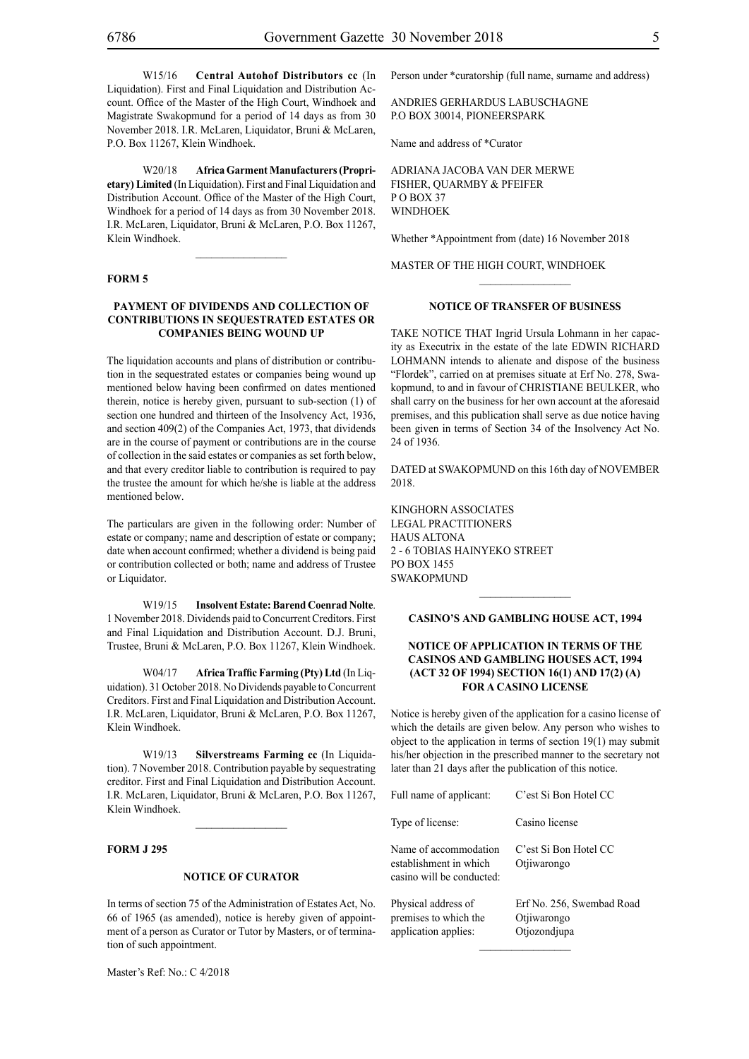W15/16 **Central Autohof Distributors cc** (In Liquidation). First and Final Liquidation and Distribution Account. Office of the Master of the High Court, Windhoek and Magistrate Swakopmund for a period of 14 days as from 30 November 2018. I.R. McLaren, Liquidator, Bruni & McLaren, P.O. Box 11267, Klein Windhoek.

W20/18 **Africa Garment Manufacturers (Proprietary) Limited** (In Liquidation). First and Final Liquidation and Distribution Account. Office of the Master of the High Court, Windhoek for a period of 14 days as from 30 November 2018. I.R. McLaren, Liquidator, Bruni & McLaren, P.O. Box 11267, Klein Windhoek.

**FORM 5**

**PAYMENT OF DIVIDENDS AND COLLECTION OF CONTRIBUTIONS IN SEQUESTRATED ESTATES OR COMPANIES BEING WOUND UP**

The liquidation accounts and plans of distribution or contribution in the sequestrated estates or companies being wound up mentioned below having been confirmed on dates mentioned therein, notice is hereby given, pursuant to sub-section (1) of section one hundred and thirteen of the Insolvency Act, 1936, and section 409(2) of the Companies Act, 1973, that dividends are in the course of payment or contributions are in the course of collection in the said estates or companies as set forth below, and that every creditor liable to contribution is required to pay the trustee the amount for which he/she is liable at the address mentioned below.

The particulars are given in the following order: Number of estate or company; name and description of estate or company; date when account confirmed; whether a dividend is being paid or contribution collected or both; name and address of Trustee or Liquidator.

W19/15 **Insolvent Estate: Barend Coenrad Nolte**. 1 November 2018. Dividends paid to Concurrent Creditors. First and Final Liquidation and Distribution Account. D.J. Bruni, Trustee, Bruni & McLaren, P.O. Box 11267, Klein Windhoek.

W04/17 **Africa Traffic Farming (Pty) Ltd** (In Liquidation). 31 October 2018. No Dividends payable to Concurrent Creditors. First and Final Liquidation and Distribution Account. I.R. McLaren, Liquidator, Bruni & McLaren, P.O. Box 11267, Klein Windhoek.

W19/13 **Silverstreams Farming cc** (In Liquidation). 7 November 2018. Contribution payable by sequestrating creditor. First and Final Liquidation and Distribution Account. I.R. McLaren, Liquidator, Bruni & McLaren, P.O. Box 11267, Klein Windhoek.

**FORM J 295**

**NOTICE OF CURATOR**

In terms of section 75 of the Administration of Estates Act, No. 66 of 1965 (as amended), notice is hereby given of appointment of a person as Curator or Tutor by Masters, or of termination of such appointment.

Master's Ref: No.: C 4/2018

Person under *curatorship (full name, surname and address)

ANDRIES GERHARDUS LABUSCHAGNE
P.O BOX 30014, PIONEERSPARK

Name and address of *Curator

ADRIANA JACOBA VAN DER MERWE
FISHER, QUARMBY & PFEIFER
P O BOX 37
WINDHOEK

Whether *Appointment from (date) 16 November 2018

MASTER OF THE HIGH COURT, WINDHOEK

**NOTICE OF TRANSFER OF BUSINESS**

TAKE NOTICE THAT Ingrid Ursula Lohmann in her capacity as Executrix in the estate of the late EDWIN RICHARD LOHMANN intends to alienate and dispose of the business "Flordek", carried on at premises situate at Erf No. 278, Swakopmund, to and in favour of CHRISTIANE BEULKER, who shall carry on the business for her own account at the aforesaid premises, and this publication shall serve as due notice having been given in terms of Section 34 of the Insolvency Act No. 24 of 1936.

DATED at SWAKOPMUND on this 16th day of NOVEMBER 2018.

KINGHORN ASSOCIATES
LEGAL PRACTITIONERS
HAUS ALTONA
2 - 6 TOBIAS HAINYEKO STREET
PO BOX 1455
SWAKOPMUND

**CASINO'S AND GAMBLING HOUSE ACT, 1994**

**NOTICE OF APPLICATION IN TERMS OF THE CASINOS AND GAMBLING HOUSES ACT, 1994 (ACT 32 OF 1994) SECTION 16(1) AND 17(2) (A) FOR A CASINO LICENSE**

Notice is hereby given of the application for a casino license of which the details are given below. Any person who wishes to object to the application in terms of section 19(1) may submit his/her objection in the prescribed manner to the secretary not later than 21 days after the publication of this notice.

| | |
|---|---|
| Full name of applicant: | C'est Si Bon Hotel CC |
| Type of license: | Casino license |
| Name of accommodation establishment in which casino will be conducted: | C'est Si Bon Hotel CC Otjiwarongo |
| Physical address of premises to which the application applies: | Erf No. 256, Swembad Road Otjiwarongo Otjozondjupa |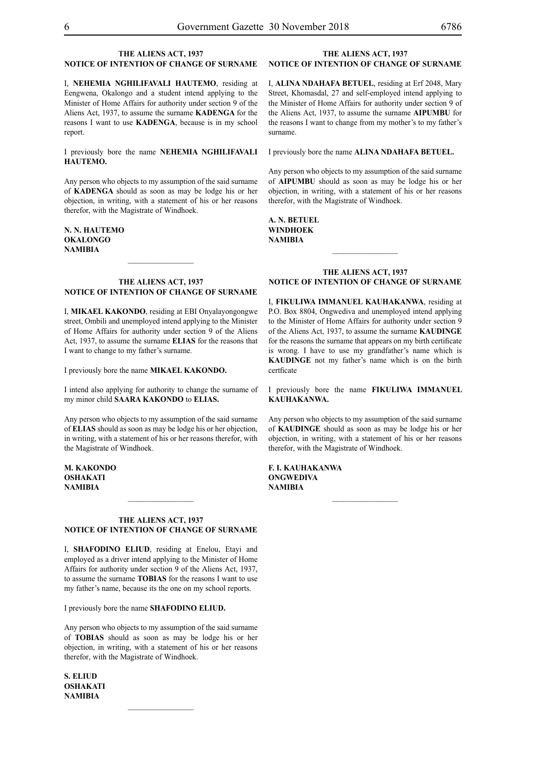### THE ALIENS ACT, 1937
### NOTICE OF INTENTION OF CHANGE OF SURNAME

I, **NEHEMIA NGHILIFAVALI HAUTEMO**, residing at Eengwena, Okalongo and a student intend applying to the Minister of Home Affairs for authority under section 9 of the Aliens Act, 1937, to assume the surname **KADENGA** for the reasons I want to use **KADENGA**, because is in my school report.

I previously bore the name **NEHEMIA NGHILIFAVALI HAUTEMO.**

Any person who objects to my assumption of the said surname of **KADENGA** should as soon as may be lodge his or her objection, in writing, with a statement of his or her reasons therefor, with the Magistrate of Windhoek.

**N. N. HAUTEMO**
**OKALONGO**
**NAMIBIA**

---

### THE ALIENS ACT, 1937
### NOTICE OF INTENTION OF CHANGE OF SURNAME

I, **MIKAEL KAKONDO**, residing at EBI Onyalayongongwe street, Ombili and unemployed intend applying to the Minister of Home Affairs for authority under section 9 of the Aliens Act, 1937, to assume the surname **ELIAS** for the reasons that I want to change to my father's surname.

I previously bore the name **MIKAEL KAKONDO.**

I intend also applying for authority to change the surname of my minor child **SAARA KAKONDO** to **ELIAS.**

Any person who objects to my assumption of the said surname of **ELIAS** should as soon as may be lodge his or her objection, in writing, with a statement of his or her reasons therefor, with the Magistrate of Windhoek.

**M. KAKONDO**
**OSHAKATI**
**NAMIBIA**

---

### THE ALIENS ACT, 1937
### NOTICE OF INTENTION OF CHANGE OF SURNAME

I, **SHAFODINO ELIUD**, residing at Enelou, Etayi and employed as a driver intend applying to the Minister of Home Affairs for authority under section 9 of the Aliens Act, 1937, to assume the surname **TOBIAS** for the reasons I want to use my father's name, because its the one on my school reports.

I previously bore the name **SHAFODINO ELIUD.**

Any person who objects to my assumption of the said surname of **TOBIAS** should as soon as may be lodge his or her objection, in writing, with a statement of his or her reasons therefor, with the Magistrate of Windhoek.

**S. ELIUD**
**OSHAKATI**
**NAMIBIA**

---

### THE ALIENS ACT, 1937
### NOTICE OF INTENTION OF CHANGE OF SURNAME

I, **ALINA NDAHAFA BETUEL**, residing at Erf 2048, Mary Street, Khomasdal, 27 and self-employed intend applying to the Minister of Home Affairs for authority under section 9 of the Aliens Act, 1937, to assume the surname **AIPUMBU** for the reasons I want to change from my mother's to my father's surname.

I previously bore the name **ALINA NDAHAFA BETUEL.**

Any person who objects to my assumption of the said surname of **AIPUMBU** should as soon as may be lodge his or her objection, in writing, with a statement of his or her reasons therefor, with the Magistrate of Windhoek.

**A. N. BETUEL**
**WINDHOEK**
**NAMIBIA**

---

### THE ALIENS ACT, 1937
### NOTICE OF INTENTION OF CHANGE OF SURNAME

I, **FIKULIWA IMMANUEL KAUHAKANWA**, residing at P.O. Box 8804, Ongwediva and unemployed intend applying to the Minister of Home Affairs for authority under section 9 of the Aliens Act, 1937, to assume the surname **KAUDINGE** for the reasons the surname that appears on my birth certificate is wrong. I have to use my grandfather's name which is **KAUDINGE** not my father's name which is on the birth certficate

I previously bore the name **FIKULIWA IMMANUEL KAUHAKANWA.**

Any person who objects to my assumption of the said surname of **KAUDINGE** should as soon as may be lodge his or her objection, in writing, with a statement of his or her reasons therefor, with the Magistrate of Windhoek.

**F. I. KAUHAKANWA**
**ONGWEDIVA**
**NAMIBIA**

---